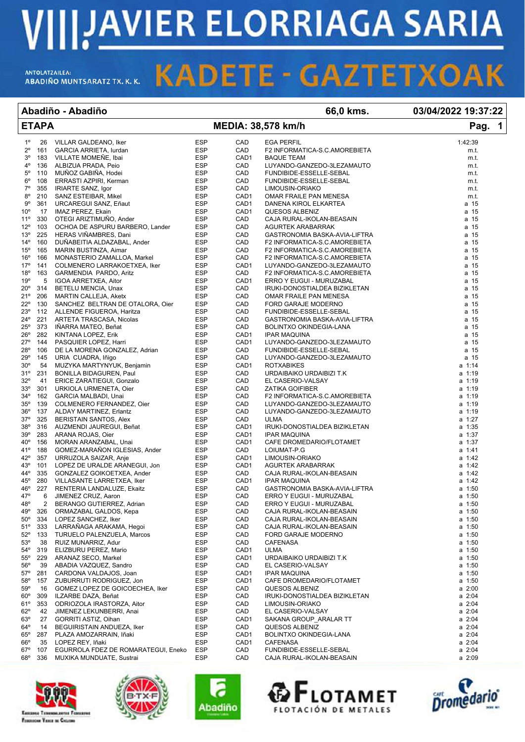# VIII JAVIER ELORRIAGA SARIA

ANTOLATZAILEA:
ABADIÑO MUNTSARATZ TX. K. K.

## KADETE - GAZTETXOAK

**Abadiño - Abadiño** **66,0 kms.** **03/04/2022 19:37:22**

**ETAPA** **MEDIA: 38,578 km/h**

| | | | | | | |
|---|---|---|---|---|---|---|
| 1º | 26 | VILLAR GALDEANO, Iker | ESP | CAD | EGA PERFIL | 1:42:39 |
| 2º | 161 | GARCIA ARRIETA, Iurdan | ESP | CAD | F2 INFORMATICA-S.C.AMOREBIETA | m.t. |
| 3º | 183 | VILLATE MOMEÑE, Ibai | ESP | CAD1 | BAQUE TEAM | m.t. |
| 4º | 136 | ALBIZUA PRADA, Peio | ESP | CAD | LUYANDO-GANZEDO-3LEZAMAUTO | m.t. |
| 5º | 110 | MUÑOZ GABIÑA, Hodei | ESP | CAD | FUNDIBIDE-ESSELLE-SEBAL | m.t. |
| 6º | 108 | ERRASTI AZPIRI, Kerman | ESP | CAD | FUNDIBIDE-ESSELLE-SEBAL | m.t. |
| 7º | 355 | IRIARTE SANZ, Igor | ESP | CAD | LIMOUSIN-ORIAKO | m.t. |
| 8º | 210 | SANZ ESTEIBAR, Mikel | ESP | CAD1 | OMAR FRAILE PAN MENESA | m.t. |
| 9º | 361 | URCAREGUI SANZ, Eñaut | ESP | CAD1 | DANENA KIROL ELKARTEA | a 15 |
| 10º | 17 | IMAZ PEREZ, Ekain | ESP | CAD1 | QUESOS ALBENIZ | a 15 |
| 11º | 330 | OTEGI ARIZTIMUÑO, Ander | ESP | CAD | CAJA RURAL-IKOLAN-BEASAIN | a 15 |
| 12º | 103 | OCHOA DE ASPURU BARBERO, Lander | ESP | CAD | AGURTEK ARABARRAK | a 15 |
| 13º | 225 | HERAS VIÑAMBRES, Dani | ESP | CAD | GASTRONOMIA BASKA-AVIA-LIFTRA | a 15 |
| 14º | 160 | DUÑABEITIA ALDAZABAL, Ander | ESP | CAD | F2 INFORMATICA-S.C.AMOREBIETA | a 15 |
| 15º | 165 | MARIN BUSTINZA, Aimar | ESP | CAD | F2 INFORMATICA-S.C.AMOREBIETA | a 15 |
| 16º | 166 | MONASTERIO ZAMALLOA, Markel | ESP | CAD | F2 INFORMATICA-S.C.AMOREBIETA | a 15 |
| 17º | 141 | COLMENERO LARRAKOETXEA, Iker | ESP | CAD1 | LUYANDO-GANZEDO-3LEZAMAUTO | a 15 |
| 18º | 163 | GARMENDIA PARDO, Aritz | ESP | CAD | F2 INFORMATICA-S.C.AMOREBIETA | a 15 |
| 19º | 5 | IGOA ARRETXEA, Aitor | ESP | CAD1 | ERRO Y EUGUI - MURUZABAL | a 15 |
| 20º | 314 | BETELU MENCIA, Unax | ESP | CAD | IRUKI-DONOSTIALDEA BIZIKLETAN | a 15 |
| 21º | 206 | MARTIN CALLEJA, Aketx | ESP | CAD | OMAR FRAILE PAN MENESA | a 15 |
| 22º | 130 | SANCHEZ BELTRAN DE OTALORA, Oier | ESP | CAD | FORD GARAJE MODERNO | a 15 |
| 23º | 112 | ALLENDE FIGUEROA, Haritza | ESP | CAD | FUNDIBIDE-ESSELLE-SEBAL | a 15 |
| 24º | 221 | ARTETA TRASCASA, Nicolas | ESP | CAD | GASTRONOMIA BASKA-AVIA-LIFTRA | a 15 |
| 25º | 373 | IÑARRA MATEO, Beñat | ESP | CAD | BOLINTXO OKINDEGIA-LANA | a 15 |
| 26º | 282 | KINTANA LOPEZ, Erik | ESP | CAD1 | IPAR MAQUINA | a 15 |
| 27º | 144 | PASQUIER LOPEZ, Harri | ESP | CAD1 | LUYANDO-GANZEDO-3LEZAMAUTO | a 15 |
| 28º | 106 | DE LA MORENA GONZALEZ, Adrian | ESP | CAD | FUNDIBIDE-ESSELLE-SEBAL | a 15 |
| 29º | 145 | URIA CUADRA, Iñigo | ESP | CAD | LUYANDO-GANZEDO-3LEZAMAUTO | a 15 |
| 30º | 54 | MUZYKA MARTYNYUK, Benjamin | ESP | CAD1 | ROTXABIKES | a 1:14 |
| 31º | 231 | BONILLA BIDAGUREN, Paul | ESP | CAD | URDAIBAIKO URDAIBIZI T.K | a 1:19 |
| 32º | 41 | ERICE ZARATIEGUI, Gonzalo | ESP | CAD | EL CASERIO-VALSAY | a 1:19 |
| 33º | 301 | URKIOLA URMENETA, Oier | ESP | CAD | ZATIKA GOIFIBER | a 1:19 |
| 34º | 162 | GARCIA MALBADI, Unai | ESP | CAD | F2 INFORMATICA-S.C.AMOREBIETA | a 1:19 |
| 35º | 139 | COLMENERO FERNANDEZ, Oier | ESP | CAD | LUYANDO-GANZEDO-3LEZAMAUTO | a 1:19 |
| 36º | 137 | ALDAY MARTINEZ, Erlantz | ESP | CAD | LUYANDO-GANZEDO-3LEZAMAUTO | a 1:19 |
| 37º | 325 | BERISTAIN SANTOS, Alex | ESP | CAD | ULMA | a 1:27 |
| 38º | 316 | AUZMENDI JAUREGUI, Beñat | ESP | CAD1 | IRUKI-DONOSTIALDEA BIZIKLETAN | a 1:35 |
| 39º | 283 | ARANA ROJAS, Oier | ESP | CAD1 | IPAR MAQUINA | a 1:37 |
| 40º | 156 | MORAN ARANZABAL, Unai | ESP | CAD1 | CAFE DROMEDARIO/FLOTAMET | a 1:37 |
| 41º | 188 | GOMEZ-MARAÑON IGLESIAS, Ander | ESP | CAD | LOIUMAT-P.G | a 1:41 |
| 42º | 357 | URRUZOLA SAIZAR, Anje | ESP | CAD1 | LIMOUSIN-ORIAKO | a 1:42 |
| 43º | 101 | LOPEZ DE URALDE ARANEGUI, Jon | ESP | CAD1 | AGURTEK ARABARRAK | a 1:42 |
| 44º | 335 | GONZALEZ GOIKOETXEA, Ander | ESP | CAD | CAJA RURAL-IKOLAN-BEASAIN | a 1:42 |
| 45º | 280 | VILLASANTE LARRETXEA, Iker | ESP | CAD1 | IPAR MAQUINA | a 1:42 |
| 46º | 227 | RENTERIA LANDALUZE, Ekaitz | ESP | CAD | GASTRONOMIA BASKA-AVIA-LIFTRA | a 1:50 |
| 47º | 6 | JIMENEZ CRUZ, Aaron | ESP | CAD | ERRO Y EUGUI - MURUZABAL | a 1:50 |
| 48º | 2 | BERANGO GUTIERREZ, Adrian | ESP | CAD | ERRO Y EUGUI - MURUZABAL | a 1:50 |
| 49º | 326 | ORMAZABAL GALDOS, Kepa | ESP | CAD | CAJA RURAL-IKOLAN-BEASAIN | a 1:50 |
| 50º | 334 | LOPEZ SANCHEZ, Iker | ESP | CAD | CAJA RURAL-IKOLAN-BEASAIN | a 1:50 |
| 51º | 333 | LARRAÑAGA ARAKAMA, Hegoi | ESP | CAD | CAJA RURAL-IKOLAN-BEASAIN | a 1:50 |
| 52º | 133 | TURUELO PALENZUELA, Marcos | ESP | CAD | FORD GARAJE MODERNO | a 1:50 |
| 53º | 38 | RUIZ MUNARRIZ, Adur | ESP | CAD | CAFENASA | a 1:50 |
| 54º | 319 | ELIZBURU PEREZ, Mario | ESP | CAD1 | ULMA | a 1:50 |
| 55º | 229 | ARANAZ SECO, Markel | ESP | CAD1 | URDAIBAIKO URDAIBIZI T.K | a 1:50 |
| 56º | 39 | ABADIA VAZQUEZ, Sandro | ESP | CAD | EL CASERIO-VALSAY | a 1:50 |
| 57º | 281 | CARDONA VALDAJOS, Joan | ESP | CAD1 | IPAR MAQUINA | a 1:50 |
| 58º | 157 | ZUBURRUTI RODRIGUEZ, Jon | ESP | CAD1 | CAFE DROMEDARIO/FLOTAMET | a 1:50 |
| 59º | 16 | GOMEZ LOPEZ DE GOICOECHEA, Iker | ESP | CAD | QUESOS ALBENIZ | a 2:00 |
| 60º | 309 | ILZARBE DAZA, Beñat | ESP | CAD | IRUKI-DONOSTIALDEA BIZIKLETAN | a 2:04 |
| 61º | 353 | ODRIOZOLA IRASTORZA, Aitor | ESP | CAD | LIMOUSIN-ORIAKO | a 2:04 |
| 62º | 42 | JIMENEZ LEKUNBERRI, Anai | ESP | CAD | EL CASERIO-VALSAY | a 2:04 |
| 63º | 27 | GORRITI ASTIZ, Oihan | ESP | CAD1 | SAKANA GROUP_ARALAR TT | a 2:04 |
| 64º | 14 | BEGUIRISTAIN ANDUEZA, Iker | ESP | CAD | QUESOS ALBENIZ | a 2:04 |
| 65º | 287 | PLAZA AMOZARRAIN, Iñaki | ESP | CAD1 | BOLINTXO OKINDEGIA-LANA | a 2:04 |
| 66º | 35 | LOPEZ REY, Iñaki | ESP | CAD1 | CAFENASA | a 2:04 |
| 67º | 107 | EGURROLA FDEZ DE ROMARATEGUI, Eneko | ESP | CAD | FUNDIBIDE-ESSELLE-SEBAL | a 2:04 |
| 68º | 336 | MUXIKA MUNDUATE, Sustrai | ESP | CAD | CAJA RURAL-IKOLAN-BEASAIN | a 2:09 |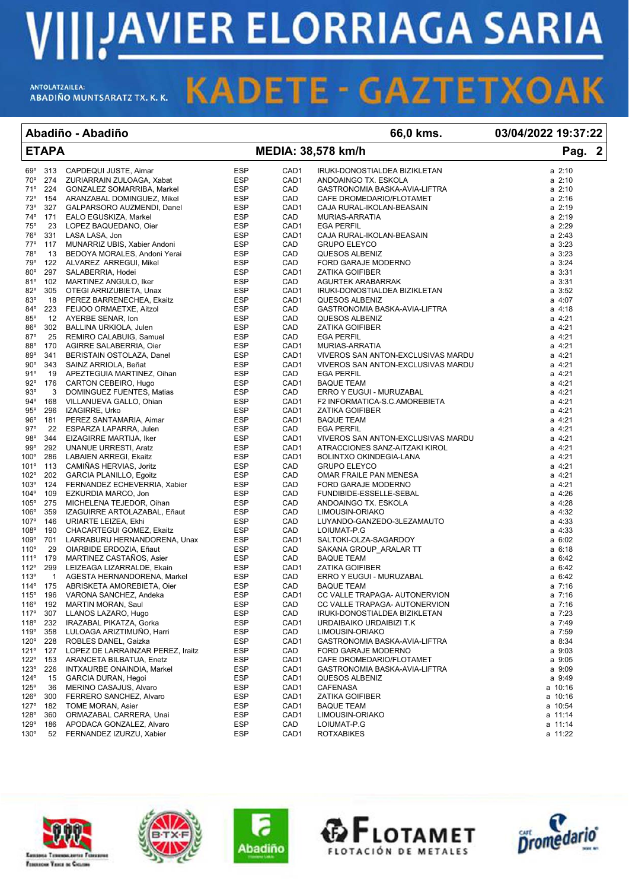# VIII JAVIER ELORRIAGA SARIA

ANTOLATZAILEA:
ABADIÑO MUNTSARATZ TX. K. K.

## KADETE - GAZTETXOAK

| Abadiño - Abadiño | 66,0 kms. | 03/04/2022 19:37:22 |
|---|---|---|
| **ETAPA** | **MEDIA: 38,578 km/h** | **Pag. 2** |

| | | | | | | |
|---|---|---|---|---|---|---|
| 69º | 313 | CAPDEQUI JUSTE, Aimar | ESP | CAD1 | IRUKI-DONOSTIALDEA BIZIKLETAN | a 2:10 |
| 70º | 274 | ZURIARRAIN ZULOAGA, Xabat | ESP | CAD1 | ANDOAINGO TX. ESKOLA | a 2:10 |
| 71º | 224 | GONZALEZ SOMARRIBA, Markel | ESP | CAD | GASTRONOMIA BASKA-AVIA-LIFTRA | a 2:10 |
| 72º | 154 | ARANZABAL DOMINGUEZ, Mikel | ESP | CAD | CAFE DROMEDARIO/FLOTAMET | a 2:16 |
| 73º | 327 | GALPARSORO AUZMENDI, Danel | ESP | CAD1 | CAJA RURAL-IKOLAN-BEASAIN | a 2:19 |
| 74º | 171 | EALO EGUSKIZA, Markel | ESP | CAD | MURIAS-ARRATIA | a 2:19 |
| 75º | 23 | LOPEZ BAQUEDANO, Oier | ESP | CAD1 | EGA PERFIL | a 2:29 |
| 76º | 331 | LASA LASA, Jon | ESP | CAD1 | CAJA RURAL-IKOLAN-BEASAIN | a 2:43 |
| 77º | 117 | MUNARRIZ UBIS, Xabier Andoni | ESP | CAD | GRUPO ELEYCO | a 3:23 |
| 78º | 13 | BEDOYA MORALES, Andoni Yerai | ESP | CAD | QUESOS ALBENIZ | a 3:23 |
| 79º | 122 | ALVAREZ ARREGUI, Mikel | ESP | CAD | FORD GARAJE MODERNO | a 3:24 |
| 80º | 297 | SALABERRIA, Hodei | ESP | CAD1 | ZATIKA GOIFIBER | a 3:31 |
| 81º | 102 | MARTINEZ ANGULO, Iker | ESP | CAD | AGURTEK ARABARRAK | a 3:31 |
| 82º | 305 | OTEGI ARRIZUBIETA, Unax | ESP | CAD1 | IRUKI-DONOSTIALDEA BIZIKLETAN | a 3:52 |
| 83º | 18 | PEREZ BARRENECHEA, Ekaitz | ESP | CAD1 | QUESOS ALBENIZ | a 4:07 |
| 84º | 223 | FEIJOO ORMAETXE, Aitzol | ESP | CAD | GASTRONOMIA BASKA-AVIA-LIFTRA | a 4:18 |
| 85º | 12 | AYERBE SENAR, Ion | ESP | CAD | QUESOS ALBENIZ | a 4:21 |
| 86º | 302 | BALLINA URKIOLA, Julen | ESP | CAD | ZATIKA GOIFIBER | a 4:21 |
| 87º | 25 | REMIRO CALABUIG, Samuel | ESP | CAD | EGA PERFIL | a 4:21 |
| 88º | 170 | AGIRRE SALABERRIA, Oier | ESP | CAD1 | MURIAS-ARRATIA | a 4:21 |
| 89º | 341 | BERISTAIN OSTOLAZA, Danel | ESP | CAD1 | VIVEROS SAN ANTON-EXCLUSIVAS MARDU | a 4:21 |
| 90º | 343 | SAINZ ARRIOLA, Beñat | ESP | CAD1 | VIVEROS SAN ANTON-EXCLUSIVAS MARDU | a 4:21 |
| 91º | 19 | APEZTEGUIA MARTINEZ, Oihan | ESP | CAD | EGA PERFIL | a 4:21 |
| 92º | 176 | CARTON CEBEIRO, Hugo | ESP | CAD1 | BAQUE TEAM | a 4:21 |
| 93º | 3 | DOMINGUEZ FUENTES, Matias | ESP | CAD | ERRO Y EUGUI - MURUZABAL | a 4:21 |
| 94º | 168 | VILLANUEVA GALLO, Ohian | ESP | CAD1 | F2 INFORMATICA-S.C.AMOREBIETA | a 4:21 |
| 95º | 296 | IZAGIRRE, Urko | ESP | CAD1 | ZATIKA GOIFIBER | a 4:21 |
| 96º | 181 | PEREZ SANTAMARIA, Aimar | ESP | CAD1 | BAQUE TEAM | a 4:21 |
| 97º | 22 | ESPARZA LAPARRA, Julen | ESP | CAD | EGA PERFIL | a 4:21 |
| 98º | 344 | EIZAGIRRE MARTIJA, Iker | ESP | CAD1 | VIVEROS SAN ANTON-EXCLUSIVAS MARDU | a 4:21 |
| 99º | 292 | UNANUE URRESTI, Aratz | ESP | CAD1 | ATRACCIONES SANZ-AITZAKI KIROL | a 4:21 |
| 100º | 286 | LABAIEN ARREGI, Ekaitz | ESP | CAD1 | BOLINTXO OKINDEGIA-LANA | a 4:21 |
| 101º | 113 | CAMIÑAS HERVIAS, Joritz | ESP | CAD | GRUPO ELEYCO | a 4:21 |
| 102º | 202 | GARCIA PLANILLO, Egoitz | ESP | CAD | OMAR FRAILE PAN MENESA | a 4:21 |
| 103º | 124 | FERNANDEZ ECHEVERRIA, Xabier | ESP | CAD | FORD GARAJE MODERNO | a 4:21 |
| 104º | 109 | EZKURDIA MARCO, Jon | ESP | CAD | FUNDIBIDE-ESSELLE-SEBAL | a 4:26 |
| 105º | 275 | MICHELENA TEJEDOR, Oihan | ESP | CAD | ANDOAINGO TX. ESKOLA | a 4:28 |
| 106º | 359 | IZAGUIRRE ARTOLAZABAL, Eñaut | ESP | CAD | LIMOUSIN-ORIAKO | a 4:32 |
| 107º | 146 | URIARTE LEIZEA, Ekhi | ESP | CAD | LUYANDO-GANZEDO-3LEZAMAUTO | a 4:33 |
| 108º | 190 | CHACARTEGUI GOMEZ, Ekaitz | ESP | CAD | LOIUMAT-P.G | a 4:33 |
| 109º | 701 | LARRABURU HERNANDORENA, Unax | ESP | CAD1 | SALTOKI-OLZA-SAGARDOY | a 6:02 |
| 110º | 29 | OIARBIDE ERDOZIA, Eñaut | ESP | CAD | SAKANA GROUP_ARALAR TT | a 6:18 |
| 111º | 179 | MARTINEZ CASTAÑOS, Asier | ESP | CAD | BAQUE TEAM | a 6:42 |
| 112º | 299 | LEIZEAGA LIZARRALDE, Ekain | ESP | CAD1 | ZATIKA GOIFIBER | a 6:42 |
| 113º | 1 | AGESTA HERNANDORENA, Markel | ESP | CAD | ERRO Y EUGUI - MURUZABAL | a 6:42 |
| 114º | 175 | ABRISKETA AMOREBIETA, Oier | ESP | CAD | BAQUE TEAM | a 7:16 |
| 115º | 196 | VARONA SANCHEZ, Andeka | ESP | CAD1 | CC VALLE TRAPAGA- AUTONERVION | a 7:16 |
| 116º | 192 | MARTIN MORAN, Saul | ESP | CAD | CC VALLE TRAPAGA- AUTONERVION | a 7:16 |
| 117º | 307 | LLANOS LAZARO, Hugo | ESP | CAD | IRUKI-DONOSTIALDEA BIZIKLETAN | a 7:23 |
| 118º | 232 | IRAZABAL PIKATZA, Gorka | ESP | CAD1 | URDAIBAIKO URDAIBIZI T.K | a 7:49 |
| 119º | 358 | LULOAGA ARIZTIMUÑO, Harri | ESP | CAD | LIMOUSIN-ORIAKO | a 7:59 |
| 120º | 228 | ROBLES DANEL, Gaizka | ESP | CAD1 | GASTRONOMIA BASKA-AVIA-LIFTRA | a 8:34 |
| 121º | 127 | LOPEZ DE LARRAINZAR PEREZ, Iraitz | ESP | CAD | FORD GARAJE MODERNO | a 9:03 |
| 122º | 153 | ARANCETA BILBATUA, Enetz | ESP | CAD1 | CAFE DROMEDARIO/FLOTAMET | a 9:05 |
| 123º | 226 | INTXAURBE ONAINDIA, Markel | ESP | CAD1 | GASTRONOMIA BASKA-AVIA-LIFTRA | a 9:09 |
| 124º | 15 | GARCIA DURAN, Hegoi | ESP | CAD1 | QUESOS ALBENIZ | a 9:49 |
| 125º | 36 | MERINO CASAJUS, Alvaro | ESP | CAD1 | CAFENASA | a 10:16 |
| 126º | 300 | FERRERO SANCHEZ, Alvaro | ESP | CAD1 | ZATIKA GOIFIBER | a 10:16 |
| 127º | 182 | TOME MORAN, Asier | ESP | CAD1 | BAQUE TEAM | a 10:54 |
| 128º | 360 | ORMAZABAL CARRERA, Unai | ESP | CAD1 | LIMOUSIN-ORIAKO | a 11:14 |
| 129º | 186 | APODACA GONZALEZ, Alvaro | ESP | CAD | LOIUMAT-P.G | a 11:14 |
| 130º | 52 | FERNANDEZ IZURZU, Xabier | ESP | CAD1 | ROTXABIKES | a 11:22 |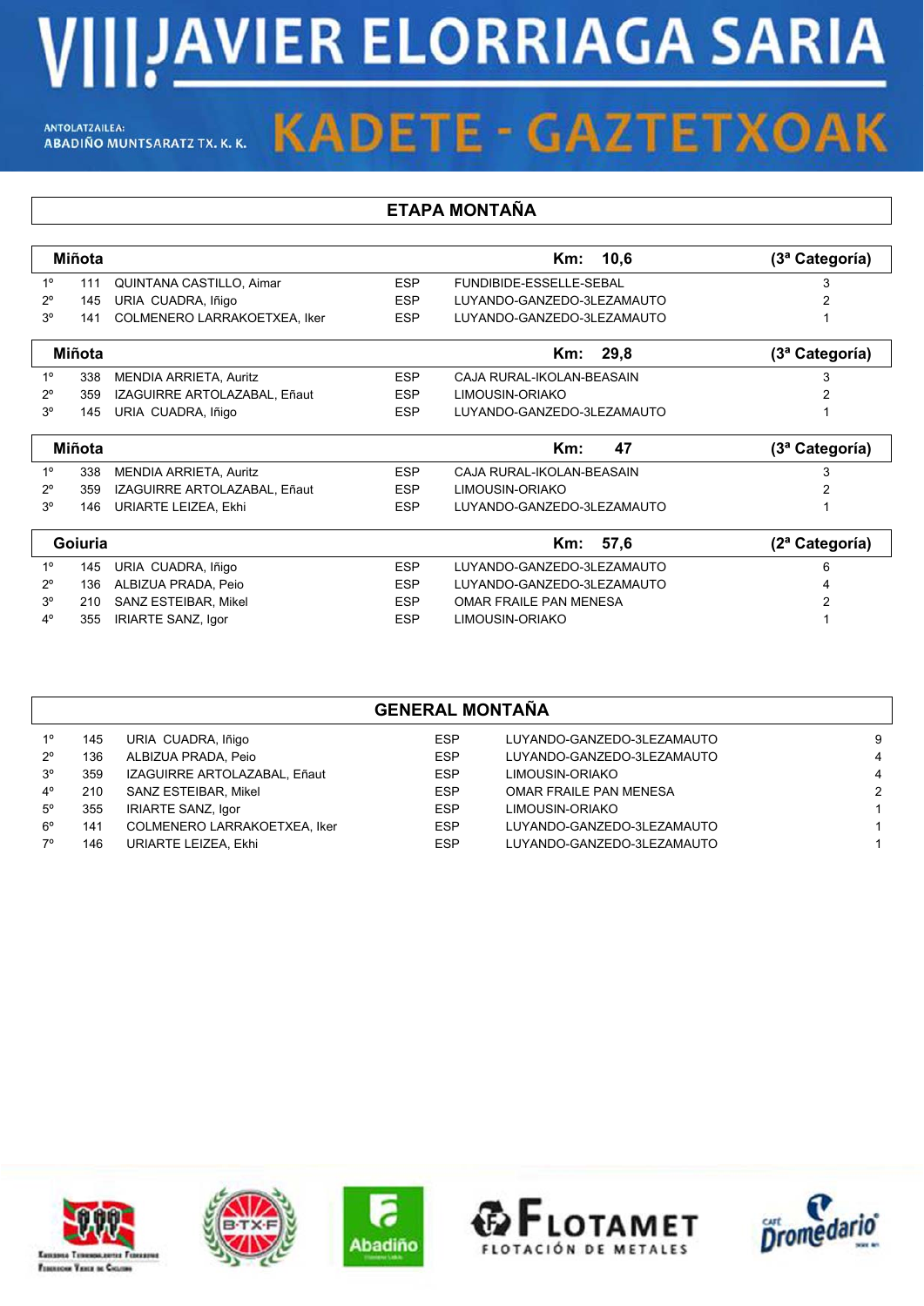# VIII JAVIER ELORRIAGA SARIA

ANTOLATZAILEA:
ABADIÑO MUNTSARATZ TX. K. K.

## KADETE - GAZTETXOAK

### ETAPA MONTAÑA

| Miñota | | | | Km: 10,6 | (3ª Categoría) |
|---|---|---|---|---|---|
| 1º | 111 | QUINTANA CASTILLO, Aimar | ESP | FUNDIBIDE-ESSELLE-SEBAL | 3 |
| 2º | 145 | URIA CUADRA, Iñigo | ESP | LUYANDO-GANZEDO-3LEZAMAUTO | 2 |
| 3º | 141 | COLMENERO LARRAKOETXEA, Iker | ESP | LUYANDO-GANZEDO-3LEZAMAUTO | 1 |

| Miñota | | | | Km: 29,8 | (3ª Categoría) |
|---|---|---|---|---|---|
| 1º | 338 | MENDIA ARRIETA, Auritz | ESP | CAJA RURAL-IKOLAN-BEASAIN | 3 |
| 2º | 359 | IZAGUIRRE ARTOLAZABAL, Eñaut | ESP | LIMOUSIN-ORIAKO | 2 |
| 3º | 145 | URIA CUADRA, Iñigo | ESP | LUYANDO-GANZEDO-3LEZAMAUTO | 1 |

| Miñota | | | | Km: 47 | (3ª Categoría) |
|---|---|---|---|---|---|
| 1º | 338 | MENDIA ARRIETA, Auritz | ESP | CAJA RURAL-IKOLAN-BEASAIN | 3 |
| 2º | 359 | IZAGUIRRE ARTOLAZABAL, Eñaut | ESP | LIMOUSIN-ORIAKO | 2 |
| 3º | 146 | URIARTE LEIZEA, Ekhi | ESP | LUYANDO-GANZEDO-3LEZAMAUTO | 1 |

| Goiuria | | | | Km: 57,6 | (2ª Categoría) |
|---|---|---|---|---|---|
| 1º | 145 | URIA CUADRA, Iñigo | ESP | LUYANDO-GANZEDO-3LEZAMAUTO | 6 |
| 2º | 136 | ALBIZUA PRADA, Peio | ESP | LUYANDO-GANZEDO-3LEZAMAUTO | 4 |
| 3º | 210 | SANZ ESTEIBAR, Mikel | ESP | OMAR FRAILE PAN MENESA | 2 |
| 4º | 355 | IRIARTE SANZ, Igor | ESP | LIMOUSIN-ORIAKO | 1 |

### GENERAL MONTAÑA

| | | | | | |
|---|---|---|---|---|---|
| 1º | 145 | URIA CUADRA, Iñigo | ESP | LUYANDO-GANZEDO-3LEZAMAUTO | 9 |
| 2º | 136 | ALBIZUA PRADA, Peio | ESP | LUYANDO-GANZEDO-3LEZAMAUTO | 4 |
| 3º | 359 | IZAGUIRRE ARTOLAZABAL, Eñaut | ESP | LIMOUSIN-ORIAKO | 4 |
| 4º | 210 | SANZ ESTEIBAR, Mikel | ESP | OMAR FRAILE PAN MENESA | 2 |
| 5º | 355 | IRIARTE SANZ, Igor | ESP | LIMOUSIN-ORIAKO | 1 |
| 6º | 141 | COLMENERO LARRAKOETXEA, Iker | ESP | LUYANDO-GANZEDO-3LEZAMAUTO | 1 |
| 7º | 146 | URIARTE LEIZEA, Ekhi | ESP | LUYANDO-GANZEDO-3LEZAMAUTO | 1 |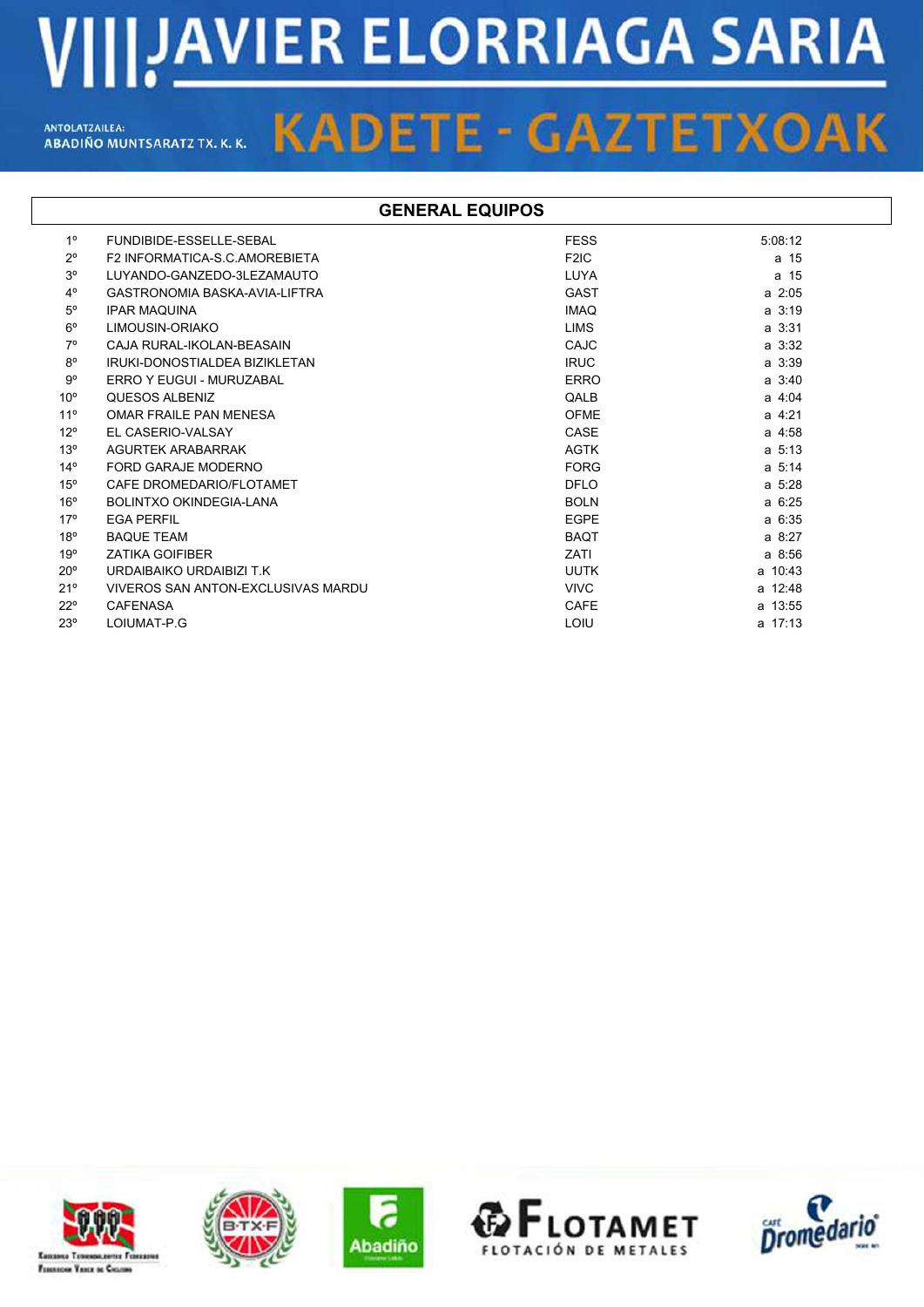# VIII JAVIER ELORRIAGA SARIA

ANTOLATZAILEA:
ABADIÑO MUNTSARATZ TX. K. K.

## KADETE - GAZTETXOAK

### GENERAL EQUIPOS

| | | | |
|---|---|---|---|
| 1º | FUNDIBIDE-ESSELLE-SEBAL | FESS | 5:08:12 |
| 2º | F2 INFORMATICA-S.C.AMOREBIETA | F2IC | a 15 |
| 3º | LUYANDO-GANZEDO-3LEZAMAUTO | LUYA | a 15 |
| 4º | GASTRONOMIA BASKA-AVIA-LIFTRA | GAST | a 2:05 |
| 5º | IPAR MAQUINA | IMAQ | a 3:19 |
| 6º | LIMOUSIN-ORIAKO | LIMS | a 3:31 |
| 7º | CAJA RURAL-IKOLAN-BEASAIN | CAJC | a 3:32 |
| 8º | IRUKI-DONOSTIALDEA BIZIKLETAN | IRUC | a 3:39 |
| 9º | ERRO Y EUGUI - MURUZABAL | ERRO | a 3:40 |
| 10º | QUESOS ALBENIZ | QALB | a 4:04 |
| 11º | OMAR FRAILE PAN MENESA | OFME | a 4:21 |
| 12º | EL CASERIO-VALSAY | CASE | a 4:58 |
| 13º | AGURTEK ARABARRAK | AGTK | a 5:13 |
| 14º | FORD GARAJE MODERNO | FORG | a 5:14 |
| 15º | CAFE DROMEDARIO/FLOTAMET | DFLO | a 5:28 |
| 16º | BOLINTXO OKINDEGIA-LANA | BOLN | a 6:25 |
| 17º | EGA PERFIL | EGPE | a 6:35 |
| 18º | BAQUE TEAM | BAQT | a 8:27 |
| 19º | ZATIKA GOIFIBER | ZATI | a 8:56 |
| 20º | URDAIBAIKO URDAIBIZI T.K | UUTK | a 10:43 |
| 21º | VIVEROS SAN ANTON-EXCLUSIVAS MARDU | VIVC | a 12:48 |
| 22º | CAFENASA | CAFE | a 13:55 |
| 23º | LOIUMAT-P.G | LOIU | a 17:13 |